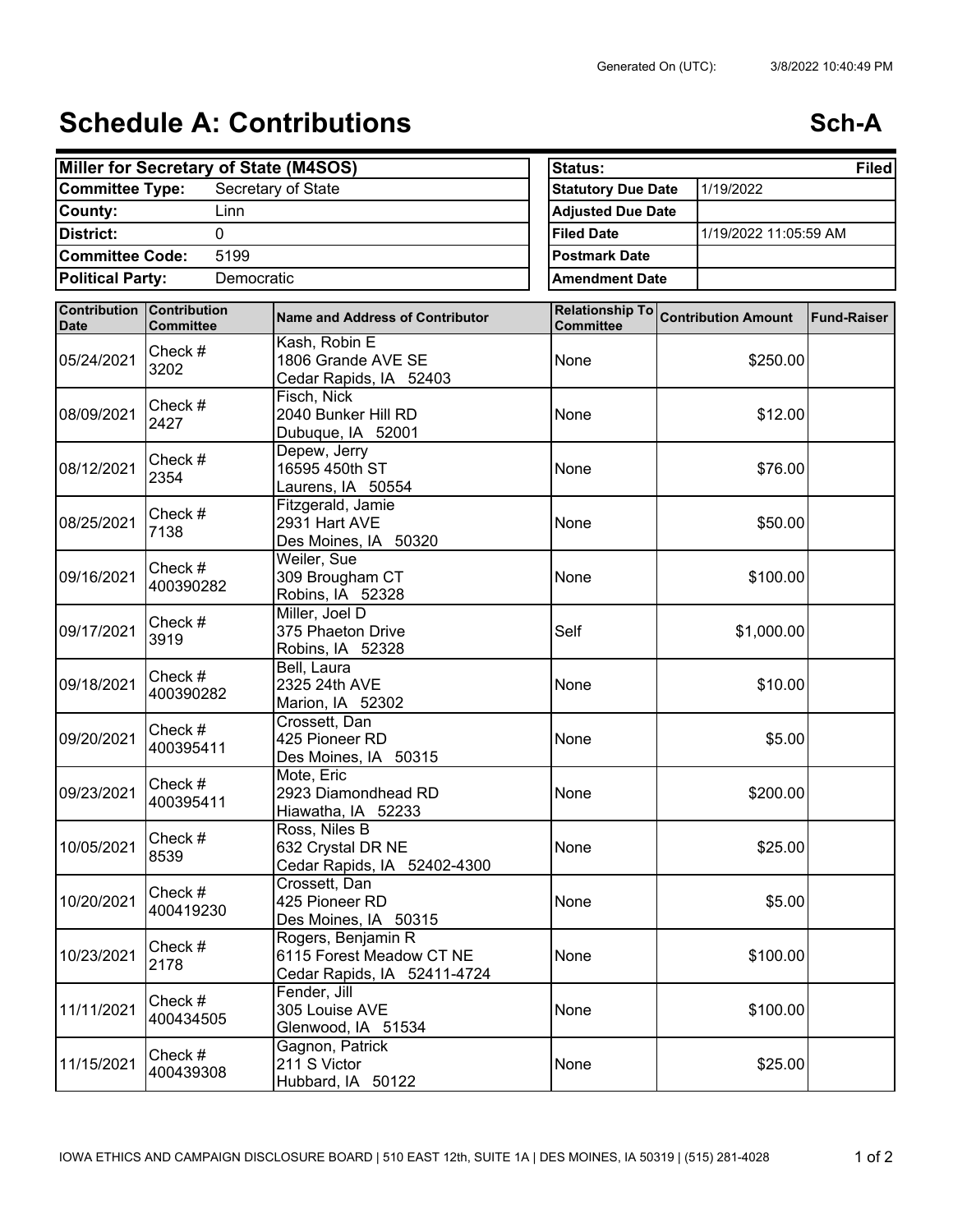Generated On (UTC): 3/8/2022 10:40:49 PM

# Schedule A: Contributions

**Sch-A**

| Miller for Secretary of State (M4SOS) | |
|---|---|
| **Committee Type:** | Secretary of State |
| **County:** | Linn |
| **District:** | 0 |
| **Committee Code:** | 5199 |
| **Political Party:** | Democratic |

| **Status:** | **Filed** |
|---|---|
| **Statutory Due Date** | 1/19/2022 |
| **Adjusted Due Date** | |
| **Filed Date** | 1/19/2022 11:05:59 AM |
| **Postmark Date** | |
| **Amendment Date** | |

| Contribution Date | Contribution Committee | Name and Address of Contributor | Relationship To Committee | Contribution Amount | Fund-Raiser |
|---|---|---|---|---|---|
| 05/24/2021 | Check # 3202 | Kash, Robin E<br>1806 Grande AVE SE<br>Cedar Rapids, IA 52403 | None | $250.00 | |
| 08/09/2021 | Check # 2427 | Fisch, Nick<br>2040 Bunker Hill RD<br>Dubuque, IA 52001 | None | $12.00 | |
| 08/12/2021 | Check # 2354 | Depew, Jerry<br>16595 450th ST<br>Laurens, IA 50554 | None | $76.00 | |
| 08/25/2021 | Check # 7138 | Fitzgerald, Jamie<br>2931 Hart AVE<br>Des Moines, IA 50320 | None | $50.00 | |
| 09/16/2021 | Check # 400390282 | Weiler, Sue<br>309 Brougham CT<br>Robins, IA 52328 | None | $100.00 | |
| 09/17/2021 | Check # 3919 | Miller, Joel D<br>375 Phaeton Drive<br>Robins, IA 52328 | Self | $1,000.00 | |
| 09/18/2021 | Check # 400390282 | Bell, Laura<br>2325 24th AVE<br>Marion, IA 52302 | None | $10.00 | |
| 09/20/2021 | Check # 400395411 | Crossett, Dan<br>425 Pioneer RD<br>Des Moines, IA 50315 | None | $5.00 | |
| 09/23/2021 | Check # 400395411 | Mote, Eric<br>2923 Diamondhead RD<br>Hiawatha, IA 52233 | None | $200.00 | |
| 10/05/2021 | Check # 8539 | Ross, Niles B<br>632 Crystal DR NE<br>Cedar Rapids, IA 52402-4300 | None | $25.00 | |
| 10/20/2021 | Check # 400419230 | Crossett, Dan<br>425 Pioneer RD<br>Des Moines, IA 50315 | None | $5.00 | |
| 10/23/2021 | Check # 2178 | Rogers, Benjamin R<br>6115 Forest Meadow CT NE<br>Cedar Rapids, IA 52411-4724 | None | $100.00 | |
| 11/11/2021 | Check # 400434505 | Fender, Jill<br>305 Louise AVE<br>Glenwood, IA 51534 | None | $100.00 | |
| 11/15/2021 | Check # 400439308 | Gagnon, Patrick<br>211 S Victor<br>Hubbard, IA 50122 | None | $25.00 | |

IOWA ETHICS AND CAMPAIGN DISCLOSURE BOARD | 510 EAST 12th, SUITE 1A | DES MOINES, IA 50319 | (515) 281-4028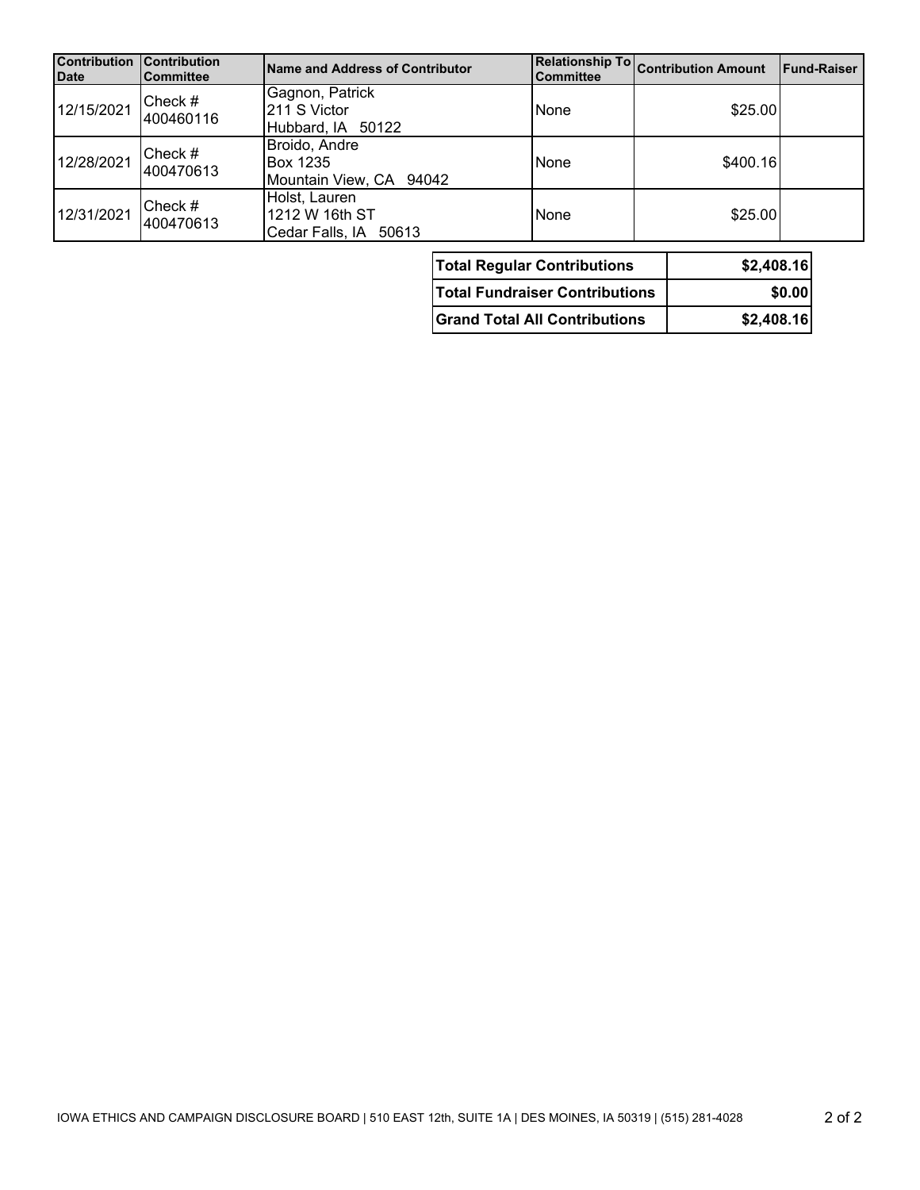| Contribution Date | Contribution Committee | Name and Address of Contributor | Relationship To Committee | Contribution Amount | Fund-Raiser |
|---|---|---|---|---|---|
| 12/15/2021 | Check # 400460116 | Gagnon, Patrick<br>211 S Victor<br>Hubbard, IA 50122 | None | $25.00 | |
| 12/28/2021 | Check # 400470613 | Broido, Andre<br>Box 1235<br>Mountain View, CA 94042 | None | $400.16 | |
| 12/31/2021 | Check # 400470613 | Holst, Lauren<br>1212 W 16th ST<br>Cedar Falls, IA 50613 | None | $25.00 | |

| | |
|---|---|
| **Total Regular Contributions** | **$2,408.16** |
| **Total Fundraiser Contributions** | **$0.00** |
| **Grand Total All Contributions** | **$2,408.16** |

IOWA ETHICS AND CAMPAIGN DISCLOSURE BOARD | 510 EAST 12th, SUITE 1A | DES MOINES, IA 50319 | (515) 281-4028